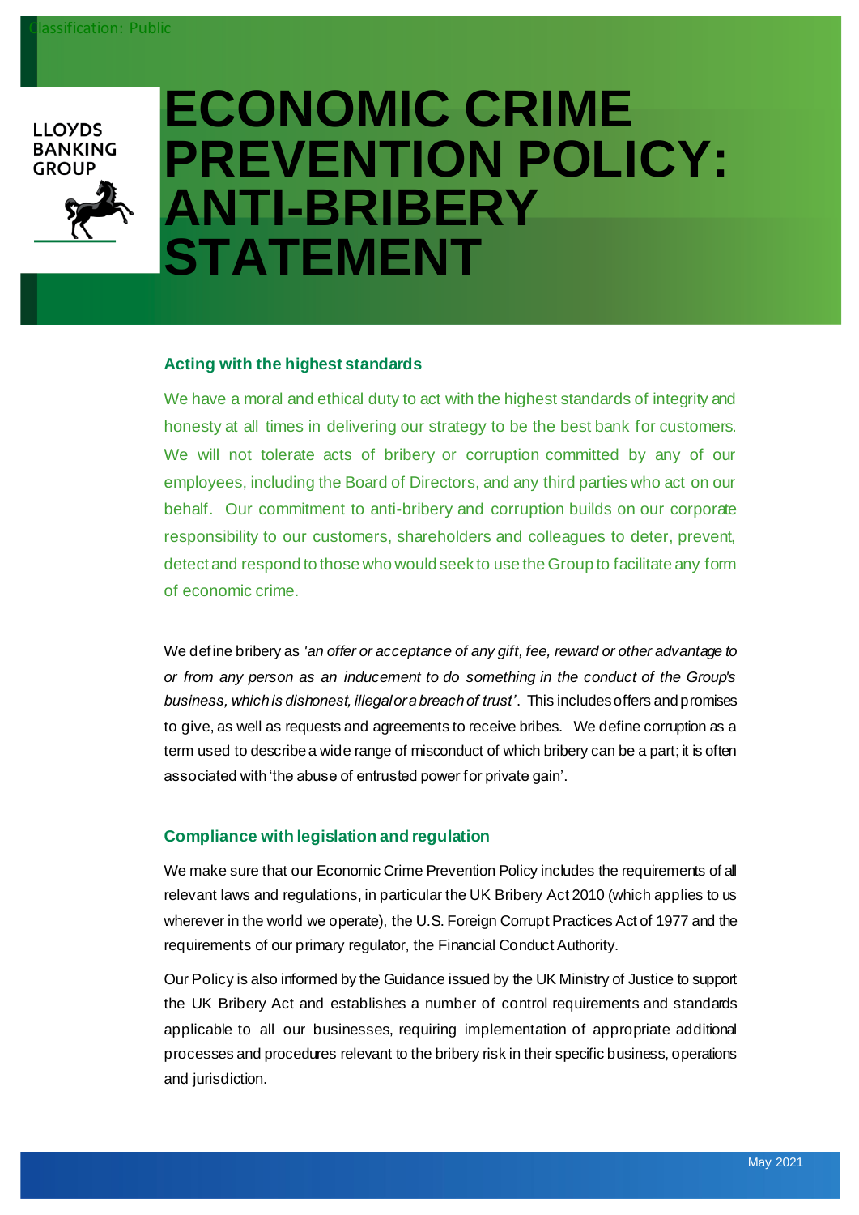Classification: Public

LLOYDS BANKING GROUP

# ECONOMIC CRIME PREVENTION POLICY: ANTI-BRIBERY STATEMENT

## Acting with the highest standards

We have a moral and ethical duty to act with the highest standards of integrity and honesty at all times in delivering our strategy to be the best bank for customers. We will not tolerate acts of bribery or corruption committed by any of our employees, including the Board of Directors, and any third parties who act on our behalf. Our commitment to anti-bribery and corruption builds on our corporate responsibility to our customers, shareholders and colleagues to deter, prevent, detect and respond to those who would seek to use the Group to facilitate any form of economic crime.

We define bribery as *'an offer or acceptance of any gift, fee, reward or other advantage to or from any person as an inducement to do something in the conduct of the Group's business, which is dishonest, illegal or a breach of trust'*. This includes offers and promises to give, as well as requests and agreements to receive bribes. We define corruption as a term used to describe a wide range of misconduct of which bribery can be a part; it is often associated with 'the abuse of entrusted power for private gain'.

## Compliance with legislation and regulation

We make sure that our Economic Crime Prevention Policy includes the requirements of all relevant laws and regulations, in particular the UK Bribery Act 2010 (which applies to us wherever in the world we operate), the U.S. Foreign Corrupt Practices Act of 1977 and the requirements of our primary regulator, the Financial Conduct Authority.

Our Policy is also informed by the Guidance issued by the UK Ministry of Justice to support the UK Bribery Act and establishes a number of control requirements and standards applicable to all our businesses, requiring implementation of appropriate additional processes and procedures relevant to the bribery risk in their specific business, operations and jurisdiction.

May 2021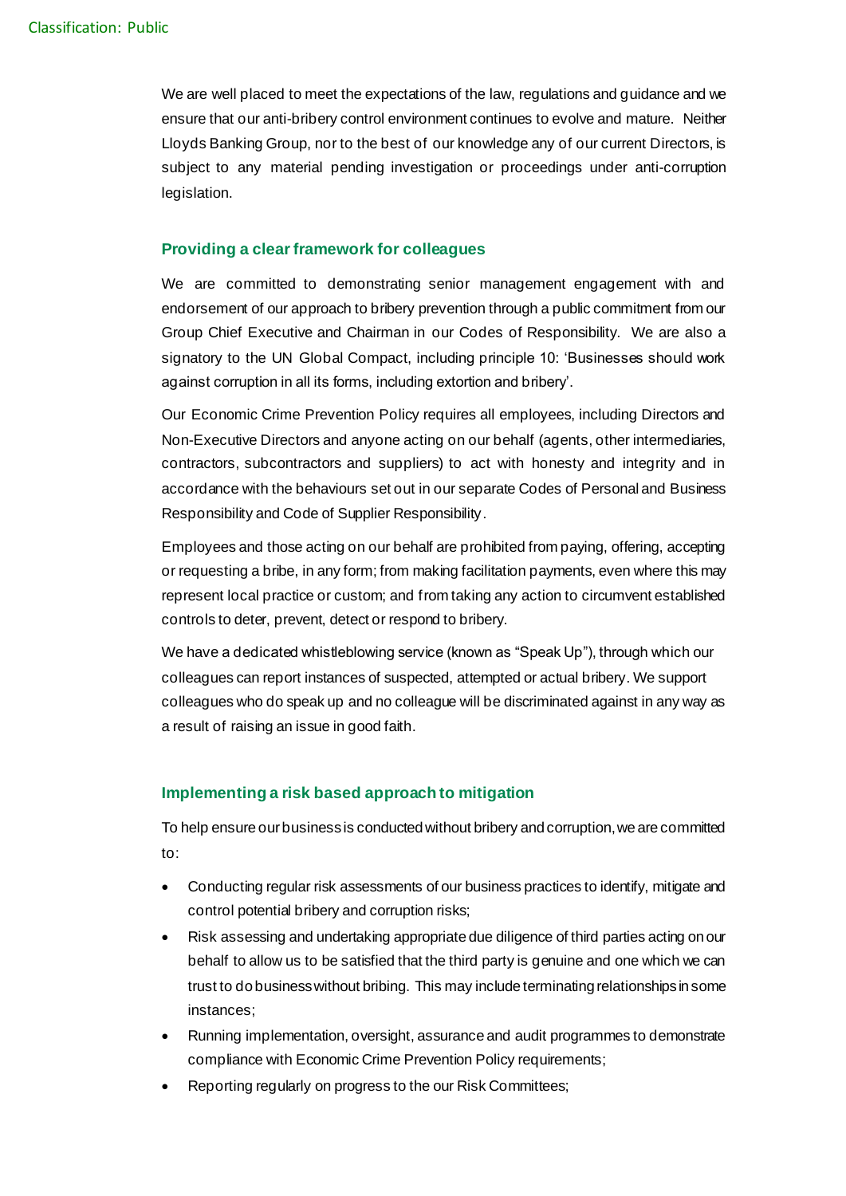We are well placed to meet the expectations of the law, regulations and guidance and we ensure that our anti-bribery control environment continues to evolve and mature. Neither Lloyds Banking Group, nor to the best of our knowledge any of our current Directors, is subject to any material pending investigation or proceedings under anti-corruption legislation.

## Providing a clear framework for colleagues

We are committed to demonstrating senior management engagement with and endorsement of our approach to bribery prevention through a public commitment from our Group Chief Executive and Chairman in our Codes of Responsibility. We are also a signatory to the UN Global Compact, including principle 10: 'Businesses should work against corruption in all its forms, including extortion and bribery'.

Our Economic Crime Prevention Policy requires all employees, including Directors and Non-Executive Directors and anyone acting on our behalf (agents, other intermediaries, contractors, subcontractors and suppliers) to act with honesty and integrity and in accordance with the behaviours set out in our separate Codes of Personal and Business Responsibility and Code of Supplier Responsibility.

Employees and those acting on our behalf are prohibited from paying, offering, accepting or requesting a bribe, in any form; from making facilitation payments, even where this may represent local practice or custom; and from taking any action to circumvent established controls to deter, prevent, detect or respond to bribery.

We have a dedicated whistleblowing service (known as "Speak Up"), through which our colleagues can report instances of suspected, attempted or actual bribery. We support colleagues who do speak up and no colleague will be discriminated against in any way as a result of raising an issue in good faith.

## Implementing a risk based approach to mitigation

To help ensure our business is conducted without bribery and corruption, we are committed to:

- Conducting regular risk assessments of our business practices to identify, mitigate and control potential bribery and corruption risks;
- Risk assessing and undertaking appropriate due diligence of third parties acting on our behalf to allow us to be satisfied that the third party is genuine and one which we can trust to do business without bribing. This may include terminating relationships in some instances;
- Running implementation, oversight, assurance and audit programmes to demonstrate compliance with Economic Crime Prevention Policy requirements;
- Reporting regularly on progress to the our Risk Committees;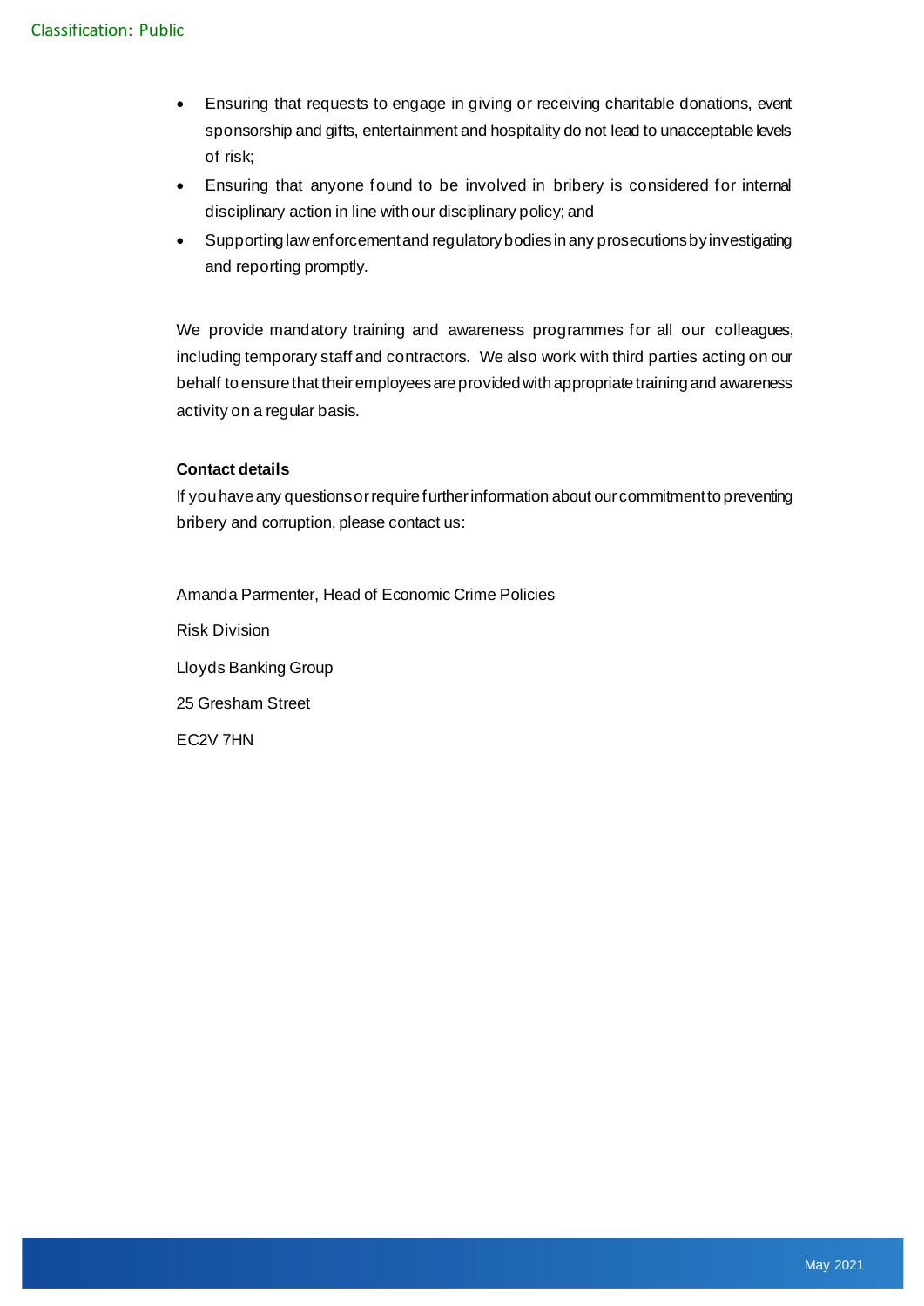- Ensuring that requests to engage in giving or receiving charitable donations, event sponsorship and gifts, entertainment and hospitality do not lead to unacceptable levels of risk;
- Ensuring that anyone found to be involved in bribery is considered for internal disciplinary action in line with our disciplinary policy; and
- Supporting law enforcement and regulatory bodies in any prosecutions by investigating and reporting promptly.

We provide mandatory training and awareness programmes for all our colleagues, including temporary staff and contractors. We also work with third parties acting on our behalf to ensure that their employees are provided with appropriate training and awareness activity on a regular basis.

**Contact details**

If you have any questions or require further information about our commitment to preventing bribery and corruption, please contact us:

Amanda Parmenter, Head of Economic Crime Policies

Risk Division

Lloyds Banking Group

25 Gresham Street

EC2V 7HN